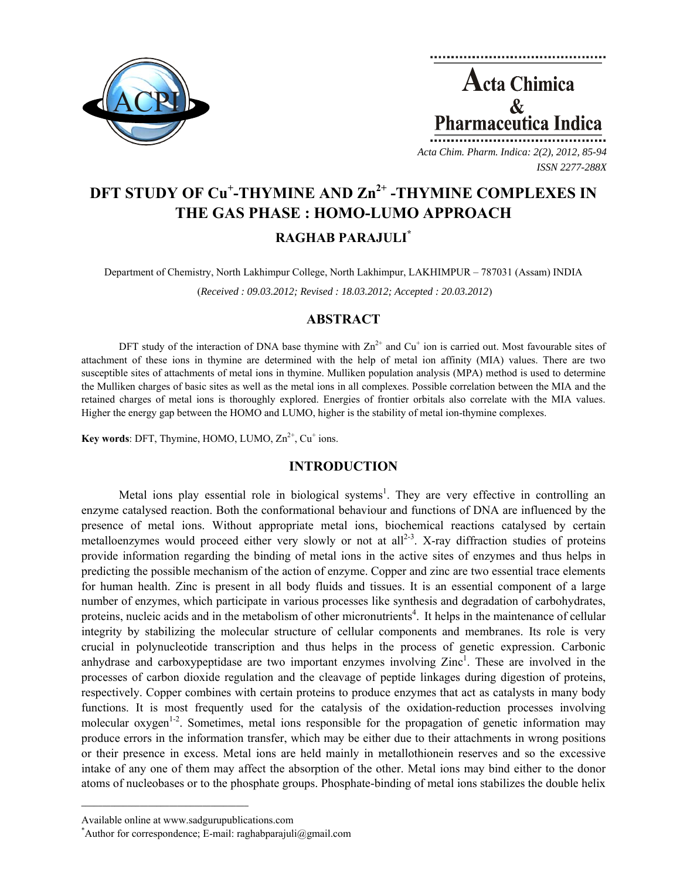# DFT STUDY OF $Cu^{+}$-THYMINE AND $Zn^{2+}$ -THYMINE COMPLEXES IN THE GAS PHASE : HOMO-LUMO APPROACH

## RAGHAB PARAJULI*

Department of Chemistry, North Lakhimpur College, North Lakhimpur, LAKHIMPUR – 787031 (Assam) INDIA

(*Received : 09.03.2012; Revised : 18.03.2012; Accepted : 20.03.2012*)

## ABSTRACT

DFT study of the interaction of DNA base thymine with $Zn^{2+}$ and $Cu^{+}$ ion is carried out. Most favourable sites of attachment of these ions in thymine are determined with the help of metal ion affinity (MIA) values. There are two susceptible sites of attachments of metal ions in thymine. Mulliken population analysis (MPA) method is used to determine the Mulliken charges of basic sites as well as the metal ions in all complexes. Possible correlation between the MIA and the retained charges of metal ions is thoroughly explored. Energies of frontier orbitals also correlate with the MIA values. Higher the energy gap between the HOMO and LUMO, higher is the stability of metal ion-thymine complexes.

**Key words**: DFT, Thymine, HOMO, LUMO, $Zn^{2+}$, $Cu^{+}$ ions.

## INTRODUCTION

Metal ions play essential role in biological systems[1]. They are very effective in controlling an enzyme catalysed reaction. Both the conformational behaviour and functions of DNA are influenced by the presence of metal ions. Without appropriate metal ions, biochemical reactions catalysed by certain metalloenzymes would proceed either very slowly or not at all[2-3]. X-ray diffraction studies of proteins provide information regarding the binding of metal ions in the active sites of enzymes and thus helps in predicting the possible mechanism of the action of enzyme. Copper and zinc are two essential trace elements for human health. Zinc is present in all body fluids and tissues. It is an essential component of a large number of enzymes, which participate in various processes like synthesis and degradation of carbohydrates, proteins, nucleic acids and in the metabolism of other micronutrients[4]. It helps in the maintenance of cellular integrity by stabilizing the molecular structure of cellular components and membranes. Its role is very crucial in polynucleotide transcription and thus helps in the process of genetic expression. Carbonic anhydrase and carboxypeptidase are two important enzymes involving Zinc[1]. These are involved in the processes of carbon dioxide regulation and the cleavage of peptide linkages during digestion of proteins, respectively. Copper combines with certain proteins to produce enzymes that act as catalysts in many body functions. It is most frequently used for the catalysis of the oxidation-reduction processes involving molecular oxygen[1-2]. Sometimes, metal ions responsible for the propagation of genetic information may produce errors in the information transfer, which may be either due to their attachments in wrong positions or their presence in excess. Metal ions are held mainly in metallothionein reserves and so the excessive intake of any one of them may affect the absorption of the other. Metal ions may bind either to the donor atoms of nucleobases or to the phosphate groups. Phosphate-binding of metal ions stabilizes the double helix

---

Available online at www.sadgurupublications.com

*Author for correspondence; E-mail: raghabparajuli@gmail.com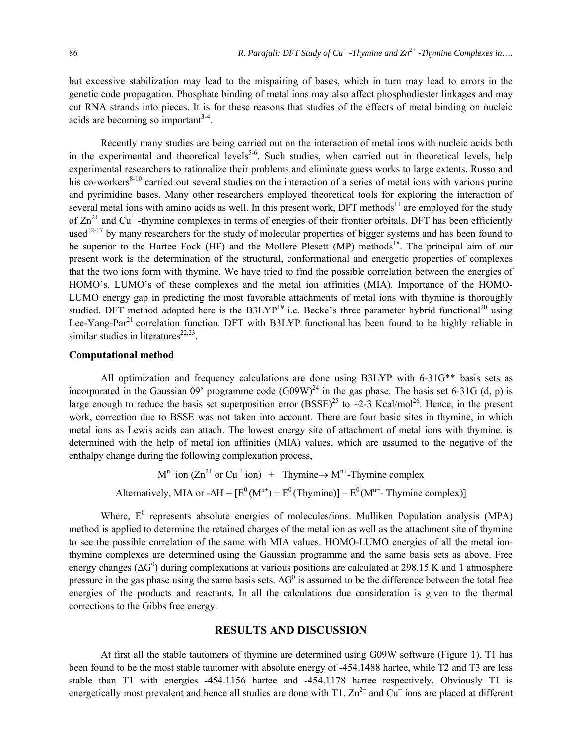but excessive stabilization may lead to the mispairing of bases, which in turn may lead to errors in the genetic code propagation. Phosphate binding of metal ions may also affect phosphodiester linkages and may cut RNA strands into pieces. It is for these reasons that studies of the effects of metal binding on nucleic acids are becoming so important[3-4].

Recently many studies are being carried out on the interaction of metal ions with nucleic acids both in the experimental and theoretical levels[5-6]. Such studies, when carried out in theoretical levels, help experimental researchers to rationalize their problems and eliminate guess works to large extents. Russo and his co-workers[8-10] carried out several studies on the interaction of a series of metal ions with various purine and pyrimidine bases. Many other researchers employed theoretical tools for exploring the interaction of several metal ions with amino acids as well. In this present work, DFT methods[11] are employed for the study of $Zn^{2+}$ and $Cu^{+}$ -thymine complexes in terms of energies of their frontier orbitals. DFT has been efficiently used[12-17] by many researchers for the study of molecular properties of bigger systems and has been found to be superior to the Hartee Fock (HF) and the Mollere Plesett (MP) methods[18]. The principal aim of our present work is the determination of the structural, conformational and energetic properties of complexes that the two ions form with thymine. We have tried to find the possible correlation between the energies of HOMO's, LUMO's of these complexes and the metal ion affinities (MIA). Importance of the HOMO-LUMO energy gap in predicting the most favorable attachments of metal ions with thymine is thoroughly studied. DFT method adopted here is the B3LYP[19] i.e. Becke's three parameter hybrid functional[20] using Lee-Yang-Par[21] correlation function. DFT with B3LYP functional has been found to be highly reliable in similar studies in literatures[22,23].

### Computational method

All optimization and frequency calculations are done using B3LYP with 6-31G** basis sets as incorporated in the Gaussian 09' programme code (G09W)[24] in the gas phase. The basis set 6-31G (d, p) is large enough to reduce the basis set superposition error (BSSE)[25] to ~2-3 Kcal/mol[26]. Hence, in the present work, correction due to BSSE was not taken into account. There are four basic sites in thymine, in which metal ions as Lewis acids can attach. The lowest energy site of attachment of metal ions with thymine, is determined with the help of metal ion affinities (MIA) values, which are assumed to the negative of the enthalpy change during the following complexation process,

$$M^{n+} \text{ ion } (Zn^{2+} \text{ or } Cu^{+} \text{ ion}) \;+\; \text{Thymine} \rightarrow M^{n+}\text{-Thymine complex}$$

$$\text{Alternatively, MIA or } -\Delta H = [E^0(M^{n+}) + E^0(\text{Thymine})] - E^0(M^{n+}\text{- Thymine complex})]$$

Where, $E^0$ represents absolute energies of molecules/ions. Mulliken Population analysis (MPA) method is applied to determine the retained charges of the metal ion as well as the attachment site of thymine to see the possible correlation of the same with MIA values. HOMO-LUMO energies of all the metal ion-thymine complexes are determined using the Gaussian programme and the same basis sets as above. Free energy changes ($\Delta G^0$) during complexations at various positions are calculated at 298.15 K and 1 atmosphere pressure in the gas phase using the same basis sets. $\Delta G^0$ is assumed to be the difference between the total free energies of the products and reactants. In all the calculations due consideration is given to the thermal corrections to the Gibbs free energy.

## RESULTS AND DISCUSSION

At first all the stable tautomers of thymine are determined using G09W software (Figure 1). T1 has been found to be the most stable tautomer with absolute energy of -454.1488 hartee, while T2 and T3 are less stable than T1 with energies -454.1156 hartee and -454.1178 hartee respectively. Obviously T1 is energetically most prevalent and hence all studies are done with T1. $Zn^{2+}$ and $Cu^{+}$ ions are placed at different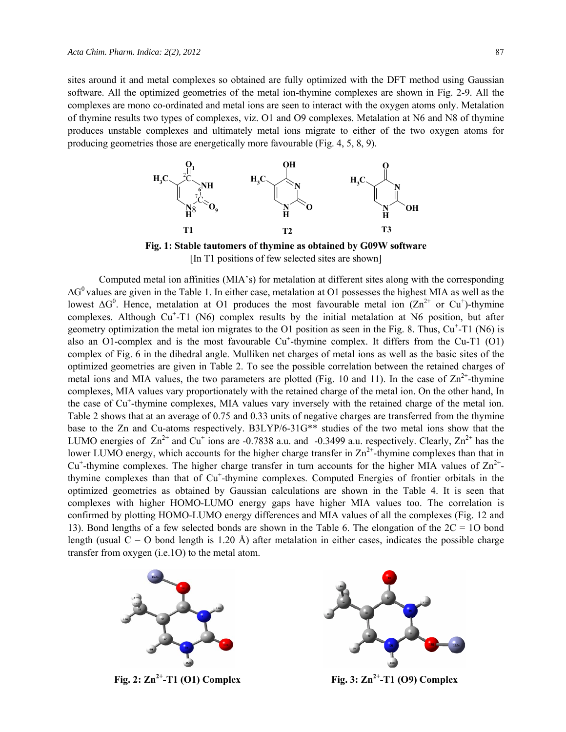sites around it and metal complexes so obtained are fully optimized with the DFT method using Gaussian software. All the optimized geometries of the metal ion-thymine complexes are shown in Fig. 2-9. All the complexes are mono co-ordinated and metal ions are seen to interact with the oxygen atoms only. Metalation of thymine results two types of complexes, viz. O1 and O9 complexes. Metalation at N6 and N8 of thymine produces unstable complexes and ultimately metal ions migrate to either of the two oxygen atoms for producing geometries those are energetically more favourable (Fig. 4, 5, 8, 9).

**Fig. 1: Stable tautomers of thymine as obtained by G09W software**

[In T1 positions of few selected sites are shown]

Computed metal ion affinities (MIA's) for metalation at different sites along with the corresponding $\Delta G^0$ values are given in the Table 1. In either case, metalation at O1 possesses the highest MIA as well as the lowest $\Delta G^0$. Hence, metalation at O1 produces the most favourable metal ion ($Zn^{2+}$ or $Cu^+$)-thymine complexes. Although $Cu^+$-T1 (N6) complex results by the initial metalation at N6 position, but after geometry optimization the metal ion migrates to the O1 position as seen in the Fig. 8. Thus, $Cu^+$-T1 (N6) is also an O1-complex and is the most favourable $Cu^+$-thymine complex. It differs from the Cu-T1 (O1) complex of Fig. 6 in the dihedral angle. Mulliken net charges of metal ions as well as the basic sites of the optimized geometries are given in Table 2. To see the possible correlation between the retained charges of metal ions and MIA values, the two parameters are plotted (Fig. 10 and 11). In the case of $Zn^{2+}$-thymine complexes, MIA values vary proportionately with the retained charge of the metal ion. On the other hand, In the case of $Cu^+$-thymine complexes, MIA values vary inversely with the retained charge of the metal ion. Table 2 shows that at an average of 0.75 and 0.33 units of negative charges are transferred from the thymine base to the Zn and Cu-atoms respectively. B3LYP/6-31G** studies of the two metal ions show that the LUMO energies of $Zn^{2+}$ and $Cu^+$ ions are -0.7838 a.u. and -0.3499 a.u. respectively. Clearly, $Zn^{2+}$ has the lower LUMO energy, which accounts for the higher charge transfer in $Zn^{2+}$-thymine complexes than that in $Cu^+$-thymine complexes. The higher charge transfer in turn accounts for the higher MIA values of $Zn^{2+}$-thymine complexes than that of $Cu^+$-thymine complexes. Computed Energies of frontier orbitals in the optimized geometries as obtained by Gaussian calculations are shown in the Table 4. It is seen that complexes with higher HOMO-LUMO energy gaps have higher MIA values too. The correlation is confirmed by plotting HOMO-LUMO energy differences and MIA values of all the complexes (Fig. 12 and 13). Bond lengths of a few selected bonds are shown in the Table 6. The elongation of the 2C = 1O bond length (usual C = O bond length is 1.20 Å) after metalation in either cases, indicates the possible charge transfer from oxygen (i.e.1O) to the metal atom.

**Fig. 2: $Zn^{2+}$-T1 (O1) Complex**

**Fig. 3: $Zn^{2+}$-T1 (O9) Complex**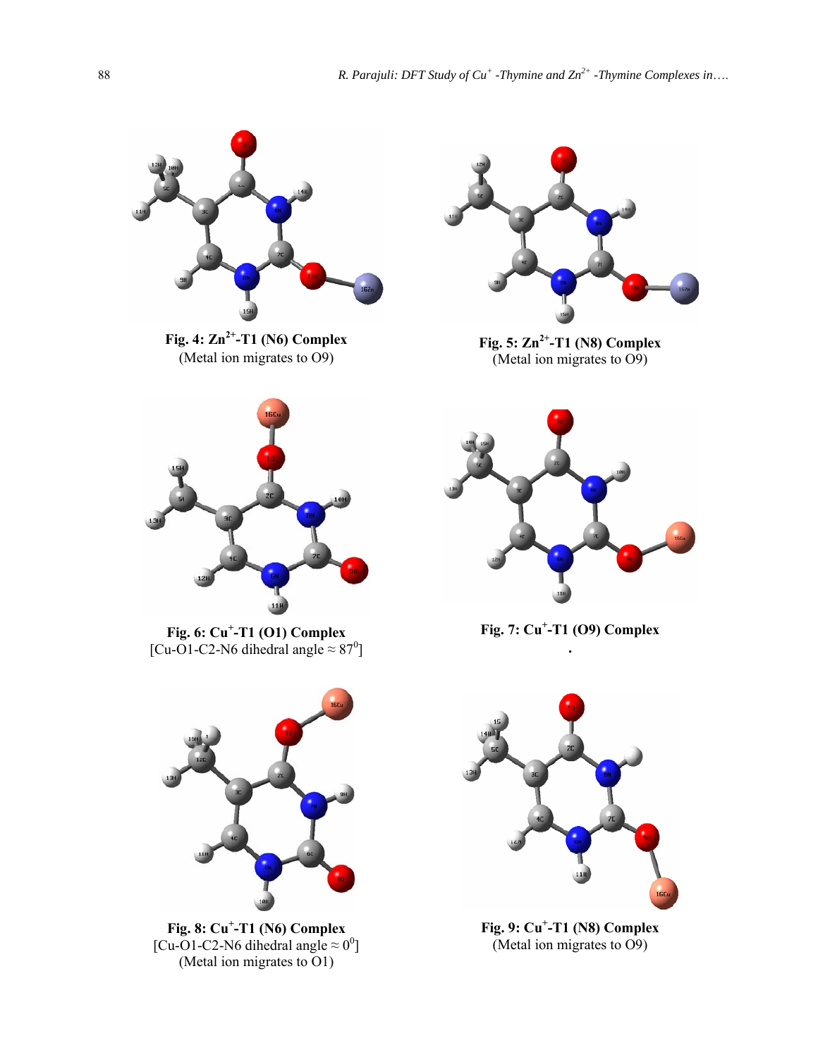**Fig. 4: $Zn^{2+}$-T1 (N6) Complex**
(Metal ion migrates to O9)

**Fig. 5: $Zn^{2+}$-T1 (N8) Complex**
(Metal ion migrates to O9)

**Fig. 6: $Cu^{+}$-T1 (O1) Complex**
[Cu-O1-C2-N6 dihedral angle ≈ $87^0$]

**Fig. 7: $Cu^{+}$-T1 (O9) Complex**

**Fig. 8: $Cu^{+}$-T1 (N6) Complex**
[Cu-O1-C2-N6 dihedral angle ≈ $0^0$]
(Metal ion migrates to O1)

**Fig. 9: $Cu^{+}$-T1 (N8) Complex**
(Metal ion migrates to O9)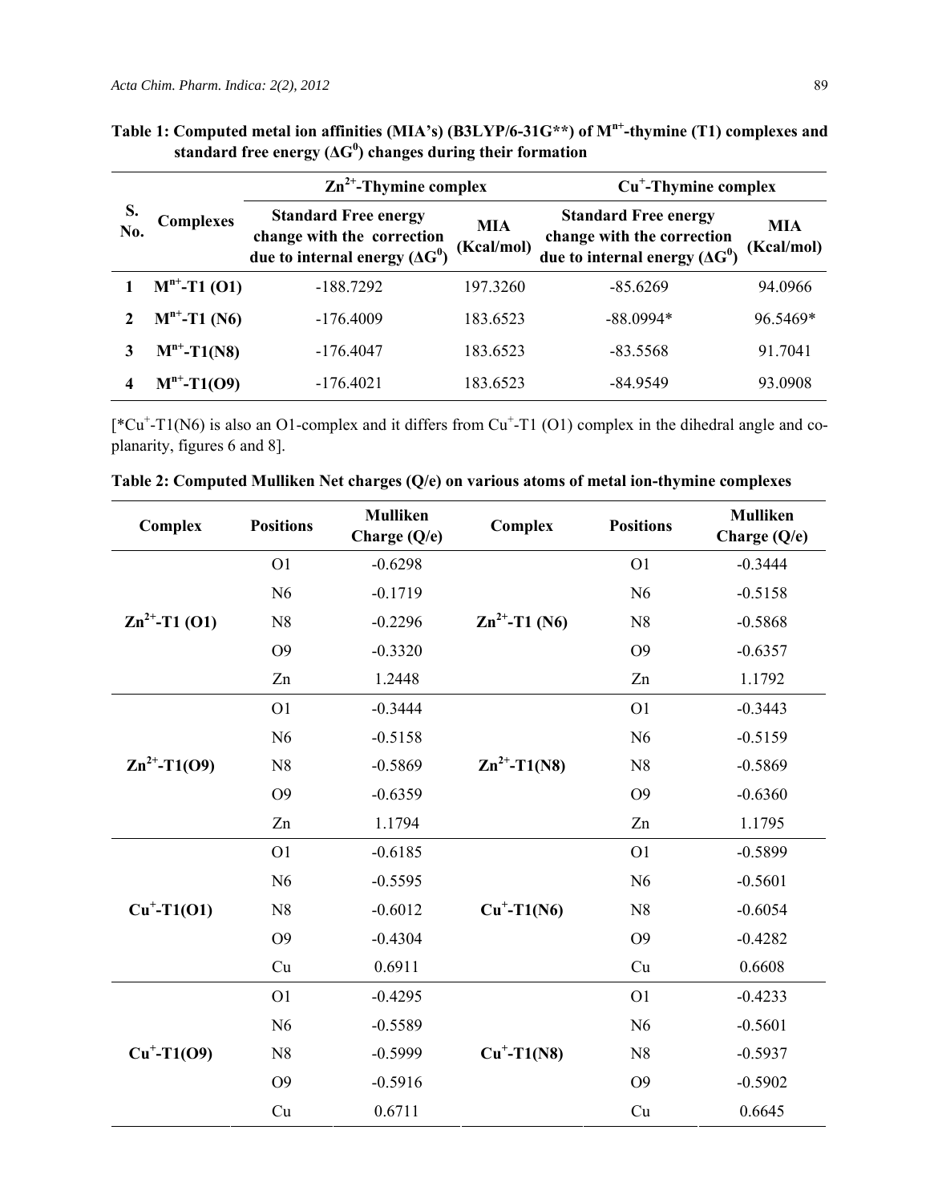**Table 1: Computed metal ion affinities (MIA's) (B3LYP/6-31G**) of $M^{n+}$-thymine (T1) complexes and standard free energy ($\Delta G^0$) changes during their formation**

| S. No. | Complexes | $Zn^{2+}$-Thymine complex | | $Cu^{+}$-Thymine complex | |
|---|---|---|---|---|---|
| | | Standard Free energy change with the correction due to internal energy ($\Delta G^0$) | MIA (Kcal/mol) | Standard Free energy change with the correction due to internal energy ($\Delta G^0$) | MIA (Kcal/mol) |
| 1 | $M^{n+}$-T1 (O1) | -188.7292 | 197.3260 | -85.6269 | 94.0966 |
| 2 | $M^{n+}$-T1 (N6) | -176.4009 | 183.6523 | -88.0994* | 96.5469* |
| 3 | $M^{n+}$-T1(N8) | -176.4047 | 183.6523 | -83.5568 | 91.7041 |
| 4 | $M^{n+}$-T1(O9) | -176.4021 | 183.6523 | -84.9549 | 93.0908 |

[*$Cu^{+}$-T1(N6) is also an O1-complex and it differs from $Cu^{+}$-T1 (O1) complex in the dihedral angle and co-planarity, figures 6 and 8].

**Table 2: Computed Mulliken Net charges (Q/e) on various atoms of metal ion-thymine complexes**

| Complex | Positions | Mulliken Charge (Q/e) | Complex | Positions | Mulliken Charge (Q/e) |
|---|---|---|---|---|---|
| $Zn^{2+}$-T1 (O1) | O1 | -0.6298 | $Zn^{2+}$-T1 (N6) | O1 | -0.3444 |
| | N6 | -0.1719 | | N6 | -0.5158 |
| | N8 | -0.2296 | | N8 | -0.5868 |
| | O9 | -0.3320 | | O9 | -0.6357 |
| | Zn | 1.2448 | | Zn | 1.1792 |
| $Zn^{2+}$-T1(O9) | O1 | -0.3444 | $Zn^{2+}$-T1(N8) | O1 | -0.3443 |
| | N6 | -0.5158 | | N6 | -0.5159 |
| | N8 | -0.5869 | | N8 | -0.5869 |
| | O9 | -0.6359 | | O9 | -0.6360 |
| | Zn | 1.1794 | | Zn | 1.1795 |
| $Cu^{+}$-T1(O1) | O1 | -0.6185 | $Cu^{+}$-T1(N6) | O1 | -0.5899 |
| | N6 | -0.5595 | | N6 | -0.5601 |
| | N8 | -0.6012 | | N8 | -0.6054 |
| | O9 | -0.4304 | | O9 | -0.4282 |
| | Cu | 0.6911 | | Cu | 0.6608 |
| $Cu^{+}$-T1(O9) | O1 | -0.4295 | $Cu^{+}$-T1(N8) | O1 | -0.4233 |
| | N6 | -0.5589 | | N6 | -0.5601 |
| | N8 | -0.5999 | | N8 | -0.5937 |
| | O9 | -0.5916 | | O9 | -0.5902 |
| | Cu | 0.6711 | | Cu | 0.6645 |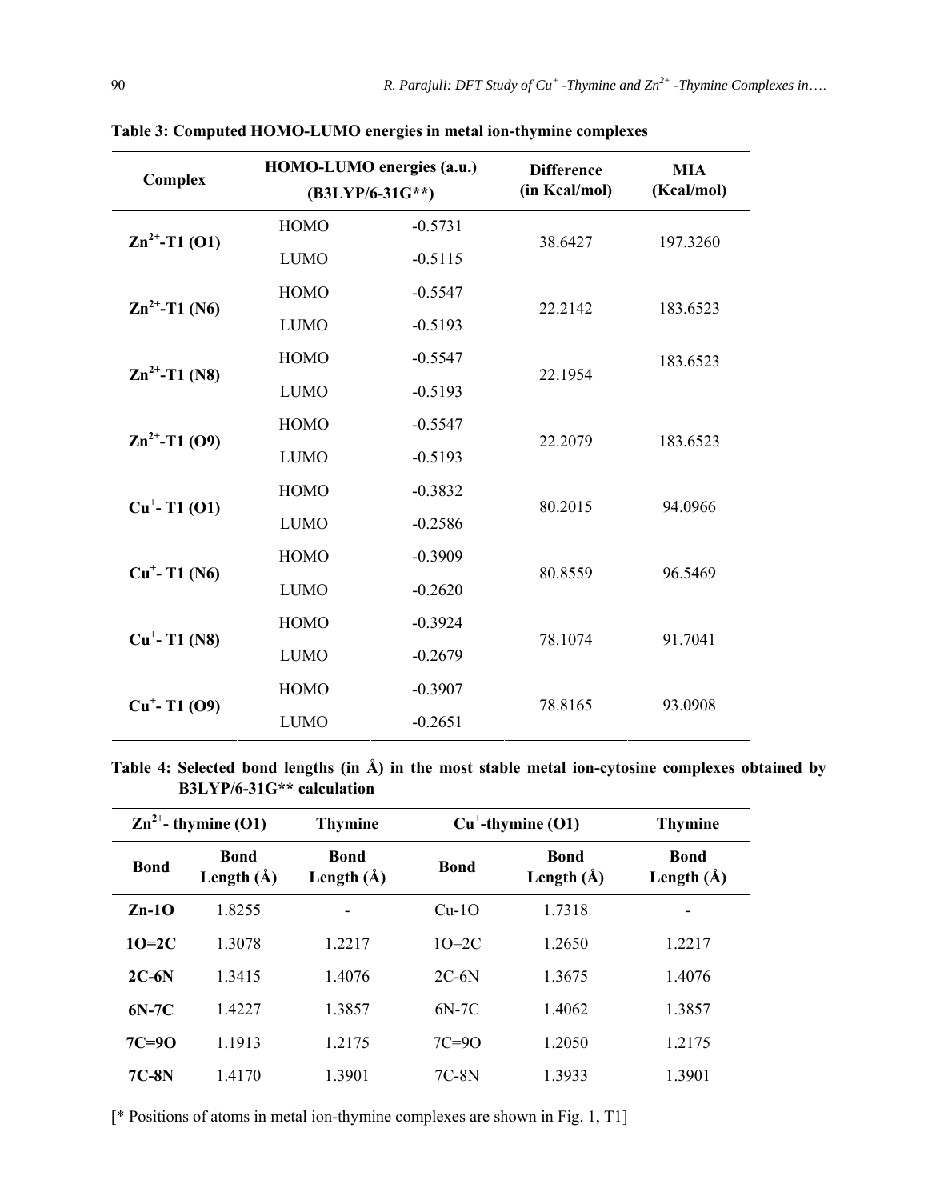**Table 3: Computed HOMO-LUMO energies in metal ion-thymine complexes**

| Complex | HOMO-LUMO energies (a.u.) (B3LYP/6-31G**) | | Difference (in Kcal/mol) | MIA (Kcal/mol) |
|---|---|---|---|---|
| $Zn^{2+}$-T1 (O1) | HOMO | -0.5731 | 38.6427 | 197.3260 |
| | LUMO | -0.5115 | | |
| $Zn^{2+}$-T1 (N6) | HOMO | -0.5547 | 22.2142 | 183.6523 |
| | LUMO | -0.5193 | | |
| $Zn^{2+}$-T1 (N8) | HOMO | -0.5547 | 22.1954 | 183.6523 |
| | LUMO | -0.5193 | | |
| $Zn^{2+}$-T1 (O9) | HOMO | -0.5547 | 22.2079 | 183.6523 |
| | LUMO | -0.5193 | | |
| $Cu^{+}$- T1 (O1) | HOMO | -0.3832 | 80.2015 | 94.0966 |
| | LUMO | -0.2586 | | |
| $Cu^{+}$- T1 (N6) | HOMO | -0.3909 | 80.8559 | 96.5469 |
| | LUMO | -0.2620 | | |
| $Cu^{+}$- T1 (N8) | HOMO | -0.3924 | 78.1074 | 91.7041 |
| | LUMO | -0.2679 | | |
| $Cu^{+}$- T1 (O9) | HOMO | -0.3907 | 78.8165 | 93.0908 |
| | LUMO | -0.2651 | | |

**Table 4: Selected bond lengths (in Å) in the most stable metal ion-cytosine complexes obtained by B3LYP/6-31G** calculation**

| $Zn^{2+}$- thymine (O1) | | Thymine | $Cu^{+}$-thymine (O1) | | Thymine |
|---|---|---|---|---|---|
| **Bond** | **Bond Length (Å)** | **Bond Length (Å)** | **Bond** | **Bond Length (Å)** | **Bond Length (Å)** |
| **Zn-1O** | 1.8255 | - | Cu-1O | 1.7318 | - |
| **1O=2C** | 1.3078 | 1.2217 | 1O=2C | 1.2650 | 1.2217 |
| **2C-6N** | 1.3415 | 1.4076 | 2C-6N | 1.3675 | 1.4076 |
| **6N-7C** | 1.4227 | 1.3857 | 6N-7C | 1.4062 | 1.3857 |
| **7C=9O** | 1.1913 | 1.2175 | 7C=9O | 1.2050 | 1.2175 |
| **7C-8N** | 1.4170 | 1.3901 | 7C-8N | 1.3933 | 1.3901 |

[* Positions of atoms in metal ion-thymine complexes are shown in Fig. 1, T1]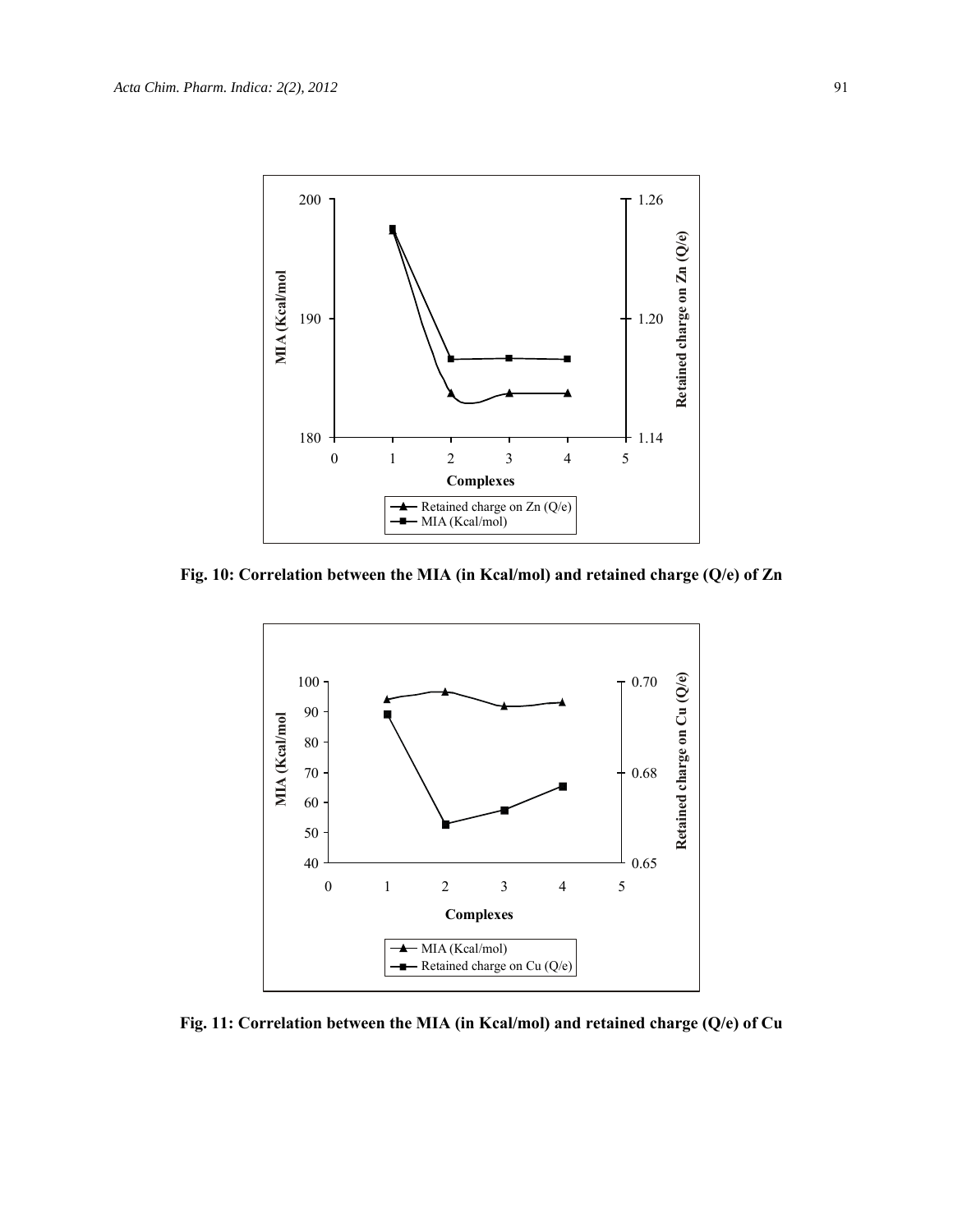Fig. 10: Correlation between the MIA (in Kcal/mol) and retained charge (Q/e) of Zn

Fig. 11: Correlation between the MIA (in Kcal/mol) and retained charge (Q/e) of Cu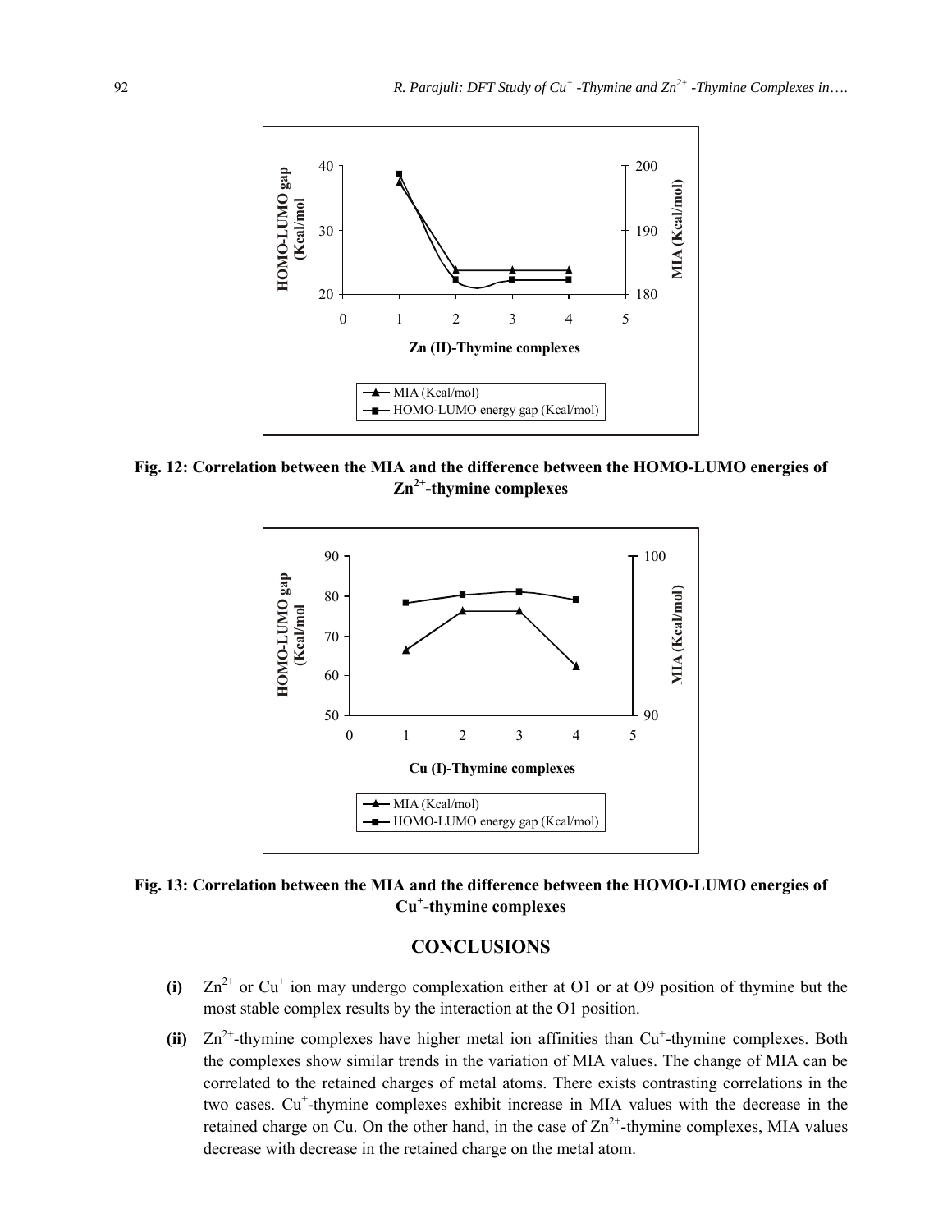**Fig. 12: Correlation between the MIA and the difference between the HOMO-LUMO energies of $Zn^{2+}$-thymine complexes**

**Fig. 13: Correlation between the MIA and the difference between the HOMO-LUMO energies of $Cu^{+}$-thymine complexes**

## CONCLUSIONS

- **(i)** $Zn^{2+}$ or $Cu^{+}$ ion may undergo complexation either at O1 or at O9 position of thymine but the most stable complex results by the interaction at the O1 position.
- **(ii)** $Zn^{2+}$-thymine complexes have higher metal ion affinities than $Cu^{+}$-thymine complexes. Both the complexes show similar trends in the variation of MIA values. The change of MIA can be correlated to the retained charges of metal atoms. There exists contrasting correlations in the two cases. $Cu^{+}$-thymine complexes exhibit increase in MIA values with the decrease in the retained charge on Cu. On the other hand, in the case of $Zn^{2+}$-thymine complexes, MIA values decrease with decrease in the retained charge on the metal atom.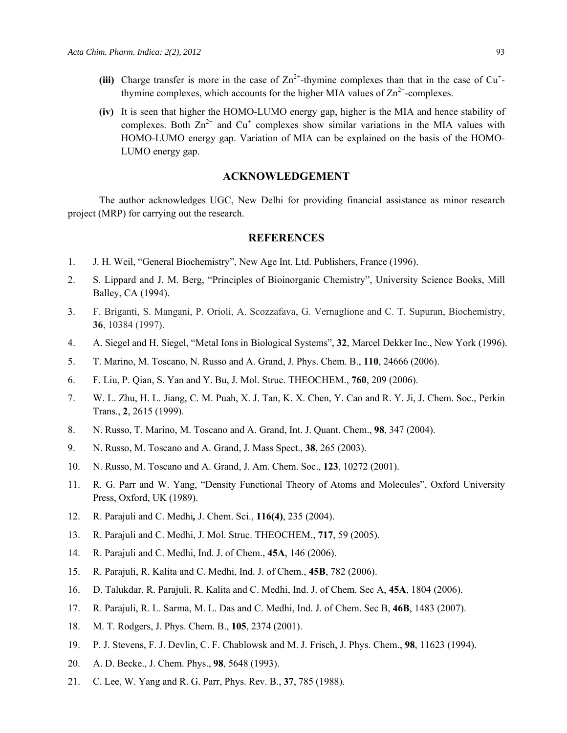**(iii)** Charge transfer is more in the case of $Zn^{2+}$-thymine complexes than that in the case of $Cu^{+}$-thymine complexes, which accounts for the higher MIA values of $Zn^{2+}$-complexes.

**(iv)** It is seen that higher the HOMO-LUMO energy gap, higher is the MIA and hence stability of complexes. Both $Zn^{2+}$ and $Cu^{+}$ complexes show similar variations in the MIA values with HOMO-LUMO energy gap. Variation of MIA can be explained on the basis of the HOMO-LUMO energy gap.

## ACKNOWLEDGEMENT

The author acknowledges UGC, New Delhi for providing financial assistance as minor research project (MRP) for carrying out the research.

## REFERENCES

1. J. H. Weil, "General Biochemistry", New Age Int. Ltd. Publishers, France (1996).
2. S. Lippard and J. M. Berg, "Principles of Bioinorganic Chemistry", University Science Books, Mill Balley, CA (1994).
3. F. Briganti, S. Mangani, P. Orioli, A. Scozzafava, G. Vernaglione and C. T. Supuran, Biochemistry, **36**, 10384 (1997).
4. A. Siegel and H. Siegel, "Metal Ions in Biological Systems", **32**, Marcel Dekker Inc., New York (1996).
5. T. Marino, M. Toscano, N. Russo and A. Grand, J. Phys. Chem. B., **110**, 24666 (2006).
6. F. Liu, P. Qian, S. Yan and Y. Bu, J. Mol. Struc. THEOCHEM., **760**, 209 (2006).
7. W. L. Zhu, H. L. Jiang, C. M. Puah, X. J. Tan, K. X. Chen, Y. Cao and R. Y. Ji, J. Chem. Soc., Perkin Trans., **2**, 2615 (1999).
8. N. Russo, T. Marino, M. Toscano and A. Grand, Int. J. Quant. Chem., **98**, 347 (2004).
9. N. Russo, M. Toscano and A. Grand, J. Mass Spect., **38**, 265 (2003).
10. N. Russo, M. Toscano and A. Grand, J. Am. Chem. Soc., **123**, 10272 (2001).
11. R. G. Parr and W. Yang, "Density Functional Theory of Atoms and Molecules", Oxford University Press, Oxford, UK (1989).
12. R. Parajuli and C. Medhi**,** J. Chem. Sci., **116(4)**, 235 (2004).
13. R. Parajuli and C. Medhi, J. Mol. Struc. THEOCHEM., **717**, 59 (2005).
14. R. Parajuli and C. Medhi, Ind. J. of Chem., **45A**, 146 (2006).
15. R. Parajuli, R. Kalita and C. Medhi, Ind. J. of Chem., **45B**, 782 (2006).
16. D. Talukdar, R. Parajuli, R. Kalita and C. Medhi, Ind. J. of Chem. Sec A, **45A**, 1804 (2006).
17. R. Parajuli, R. L. Sarma, M. L. Das and C. Medhi, Ind. J. of Chem. Sec B, **46B**, 1483 (2007).
18. M. T. Rodgers, J. Phys. Chem. B., **105**, 2374 (2001).
19. P. J. Stevens, F. J. Devlin, C. F. Chablowsk and M. J. Frisch, J. Phys. Chem., **98**, 11623 (1994).
20. A. D. Becke., J. Chem. Phys., **98**, 5648 (1993).
21. C. Lee, W. Yang and R. G. Parr, Phys. Rev. B., **37**, 785 (1988).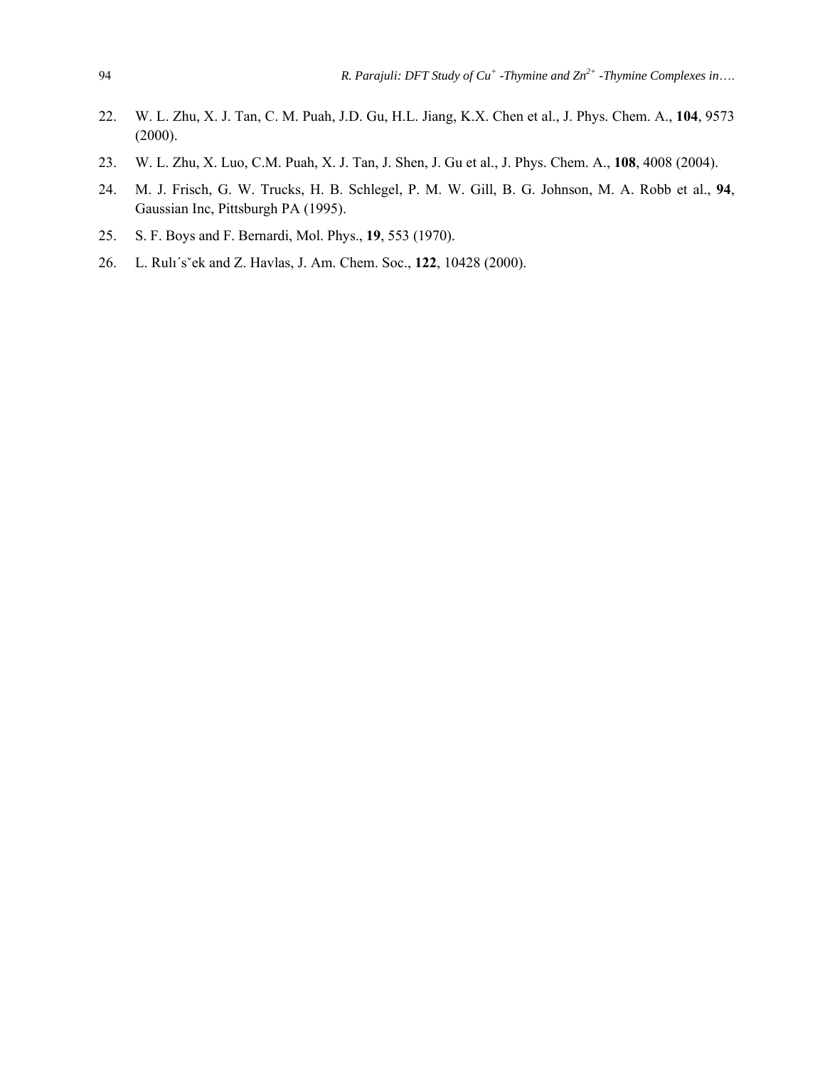22. W. L. Zhu, X. J. Tan, C. M. Puah, J.D. Gu, H.L. Jiang, K.X. Chen et al., J. Phys. Chem. A., **104**, 9573 (2000).
23. W. L. Zhu, X. Luo, C.M. Puah, X. J. Tan, J. Shen, J. Gu et al., J. Phys. Chem. A., **108**, 4008 (2004).
24. M. J. Frisch, G. W. Trucks, H. B. Schlegel, P. M. W. Gill, B. G. Johnson, M. A. Robb et al., **94**, Gaussian Inc, Pittsburgh PA (1995).
25. S. F. Boys and F. Bernardi, Mol. Phys., **19**, 553 (1970).
26. L. Rulı´sˇek and Z. Havlas, J. Am. Chem. Soc., **122**, 10428 (2000).